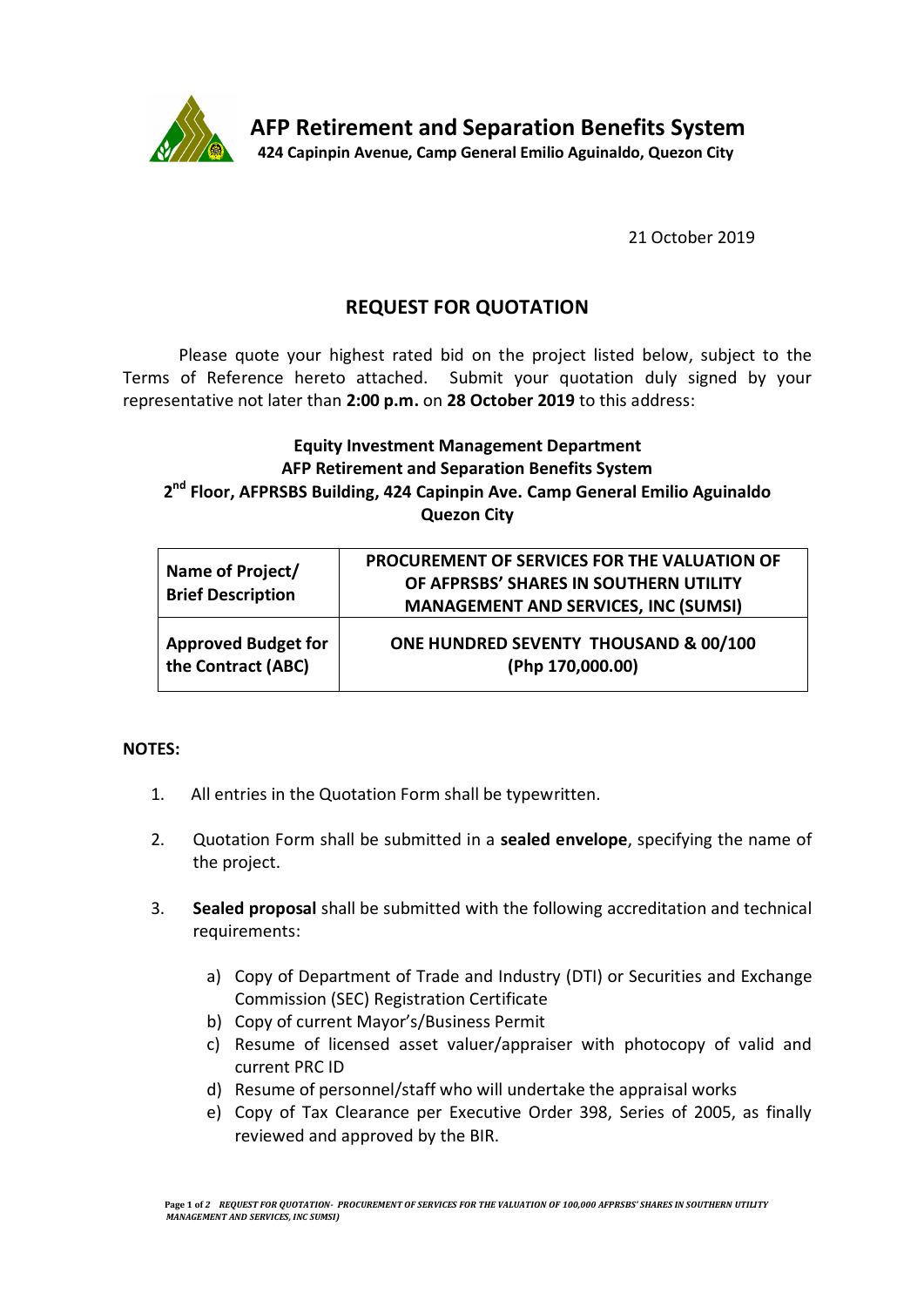**AFP Retirement and Separation Benefits System**
**424 Capinpin Avenue, Camp General Emilio Aguinaldo, Quezon City**

21 October 2019

## REQUEST FOR QUOTATION

Please quote your highest rated bid on the project listed below, subject to the Terms of Reference hereto attached. Submit your quotation duly signed by your representative not later than **2:00 p.m.** on **28 October 2019** to this address:

**Equity Investment Management Department**
**AFP Retirement and Separation Benefits System**
**2nd Floor, AFPRSBS Building, 424 Capinpin Ave. Camp General Emilio Aguinaldo**
**Quezon City**

| **Name of Project/ Brief Description** | **PROCUREMENT OF SERVICES FOR THE VALUATION OF OF AFPRSBS' SHARES IN SOUTHERN UTILITY MANAGEMENT AND SERVICES, INC (SUMSI)** |
|---|---|
| **Approved Budget for the Contract (ABC)** | **ONE HUNDRED SEVENTY THOUSAND & 00/100 (Php 170,000.00)** |

**NOTES:**

1. All entries in the Quotation Form shall be typewritten.

2. Quotation Form shall be submitted in a **sealed envelope**, specifying the name of the project.

3. **Sealed proposal** shall be submitted with the following accreditation and technical requirements:

   a) Copy of Department of Trade and Industry (DTI) or Securities and Exchange Commission (SEC) Registration Certificate
   b) Copy of current Mayor's/Business Permit
   c) Resume of licensed asset valuer/appraiser with photocopy of valid and current PRC ID
   d) Resume of personnel/staff who will undertake the appraisal works
   e) Copy of Tax Clearance per Executive Order 398, Series of 2005, as finally reviewed and approved by the BIR.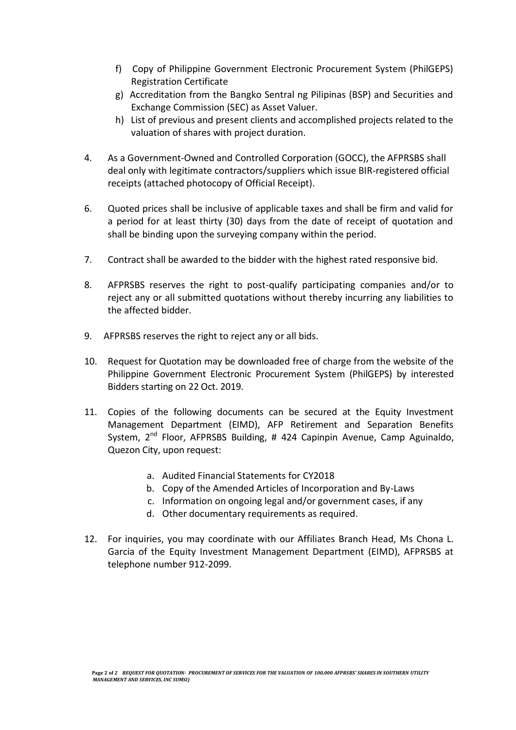f) Copy of Philippine Government Electronic Procurement System (PhilGEPS) Registration Certificate
g) Accreditation from the Bangko Sentral ng Pilipinas (BSP) and Securities and Exchange Commission (SEC) as Asset Valuer.
h) List of previous and present clients and accomplished projects related to the valuation of shares with project duration.

4. As a Government-Owned and Controlled Corporation (GOCC), the AFPRSBS shall deal only with legitimate contractors/suppliers which issue BIR-registered official receipts (attached photocopy of Official Receipt).

6. Quoted prices shall be inclusive of applicable taxes and shall be firm and valid for a period for at least thirty (30) days from the date of receipt of quotation and shall be binding upon the surveying company within the period.

7. Contract shall be awarded to the bidder with the highest rated responsive bid.

8. AFPRSBS reserves the right to post-qualify participating companies and/or to reject any or all submitted quotations without thereby incurring any liabilities to the affected bidder.

9. AFPRSBS reserves the right to reject any or all bids.

10. Request for Quotation may be downloaded free of charge from the website of the Philippine Government Electronic Procurement System (PhilGEPS) by interested Bidders starting on 22 Oct. 2019.

11. Copies of the following documents can be secured at the Equity Investment Management Department (EIMD), AFP Retirement and Separation Benefits System, 2nd Floor, AFPRSBS Building, # 424 Capinpin Avenue, Camp Aguinaldo, Quezon City, upon request:

    a. Audited Financial Statements for CY2018
    b. Copy of the Amended Articles of Incorporation and By-Laws
    c. Information on ongoing legal and/or government cases, if any
    d. Other documentary requirements as required.

12. For inquiries, you may coordinate with our Affiliates Branch Head, Ms Chona L. Garcia of the Equity Investment Management Department (EIMD), AFPRSBS at telephone number 912-2099.